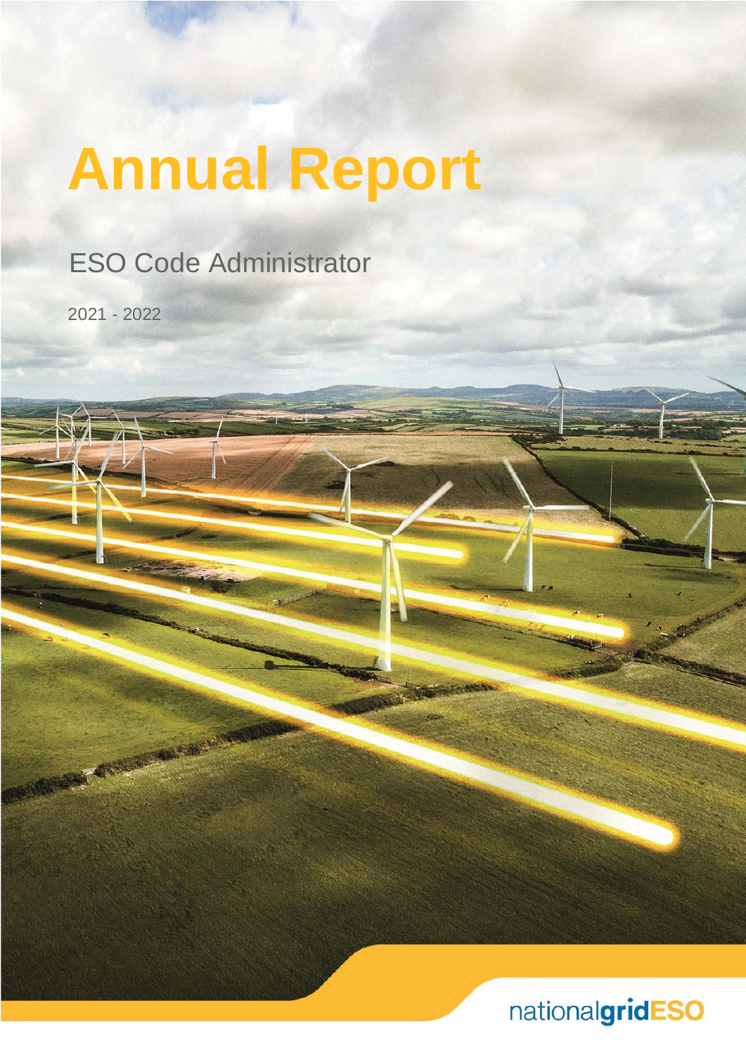# Annual Report

ESO Code Administrator

2021 - 2022

nationalgridESO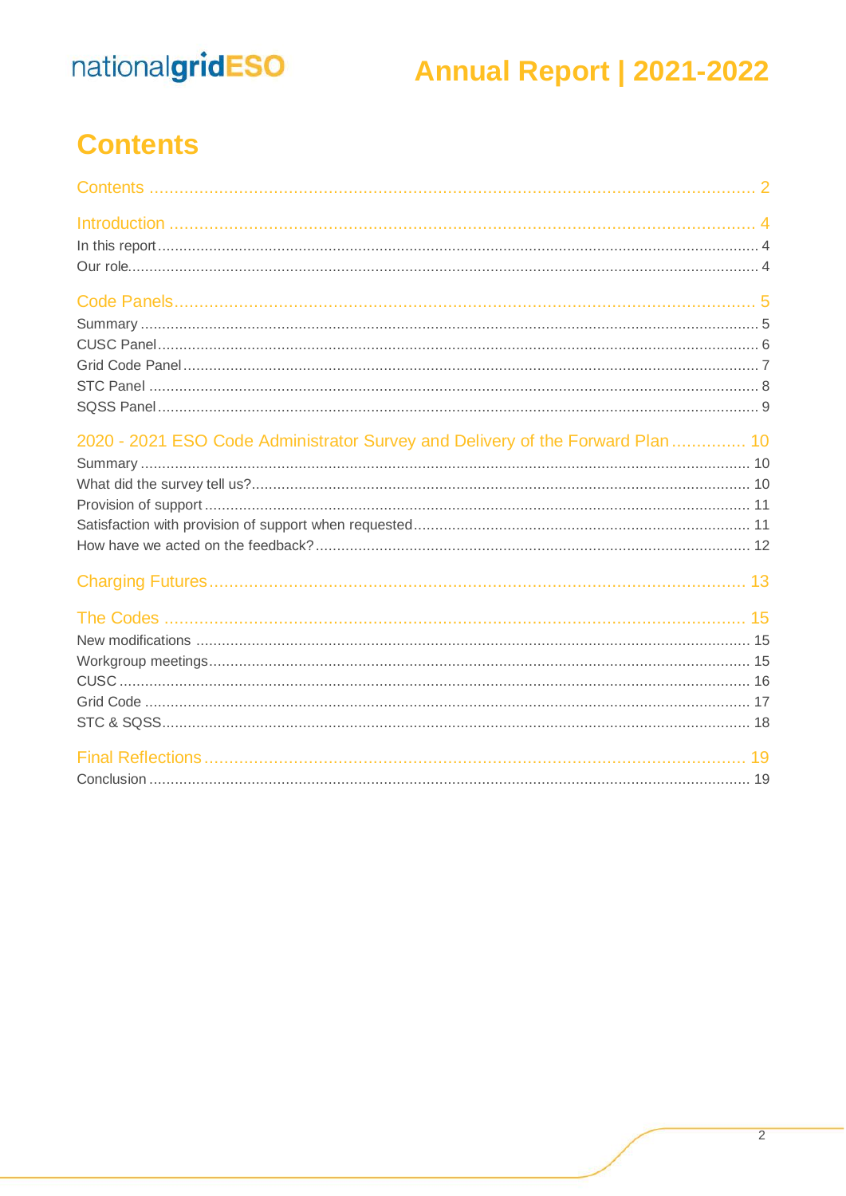# Contents

Contents ........ 2

Introduction ........ 4
- In this report ........ 4
- Our role ........ 4

Code Panels ........ 5
- Summary ........ 5
- CUSC Panel ........ 6
- Grid Code Panel ........ 7
- STC Panel ........ 8
- SQSS Panel ........ 9

2020 - 2021 ESO Code Administrator Survey and Delivery of the Forward Plan ........ 10
- Summary ........ 10
- What did the survey tell us? ........ 10
- Provision of support ........ 11
- Satisfaction with provision of support when requested ........ 11
- How have we acted on the feedback? ........ 12

Charging Futures ........ 13

The Codes ........ 15
- New modifications ........ 15
- Workgroup meetings ........ 15
- CUSC ........ 16
- Grid Code ........ 17
- STC & SQSS ........ 18

Final Reflections ........ 19
- Conclusion ........ 19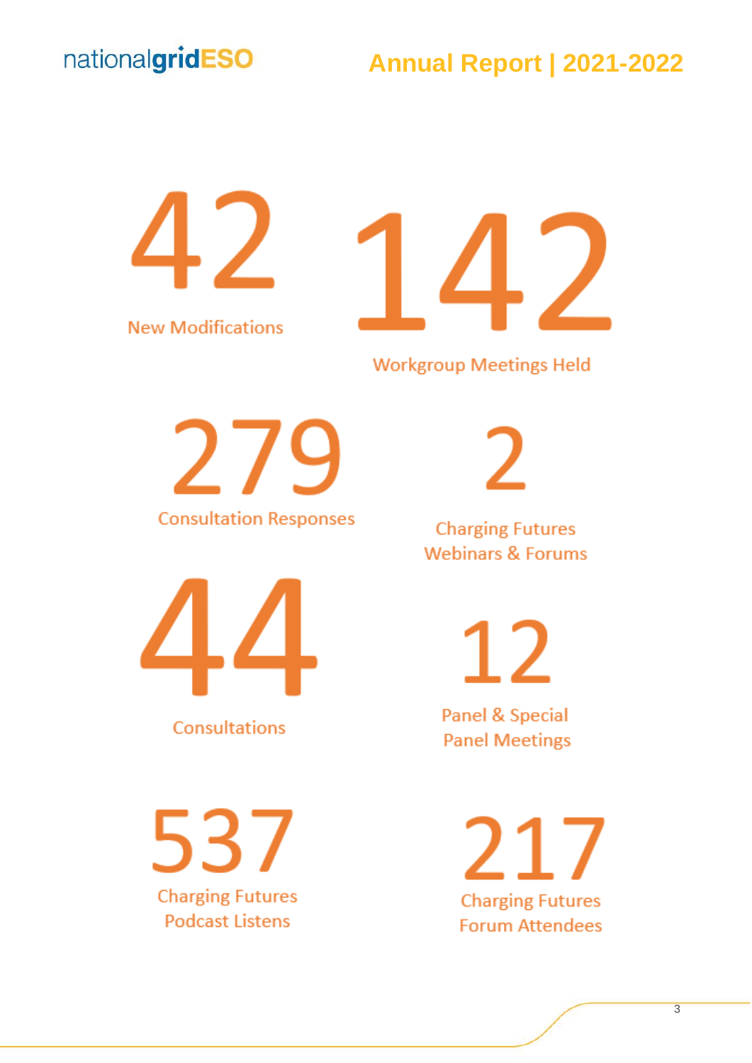**42**
New Modifications

**142**
Workgroup Meetings Held

**279**
Consultation Responses

**2**
Charging Futures Webinars & Forums

**44**
Consultations

**12**
Panel & Special Panel Meetings

**537**
Charging Futures Podcast Listens

**217**
Charging Futures Forum Attendees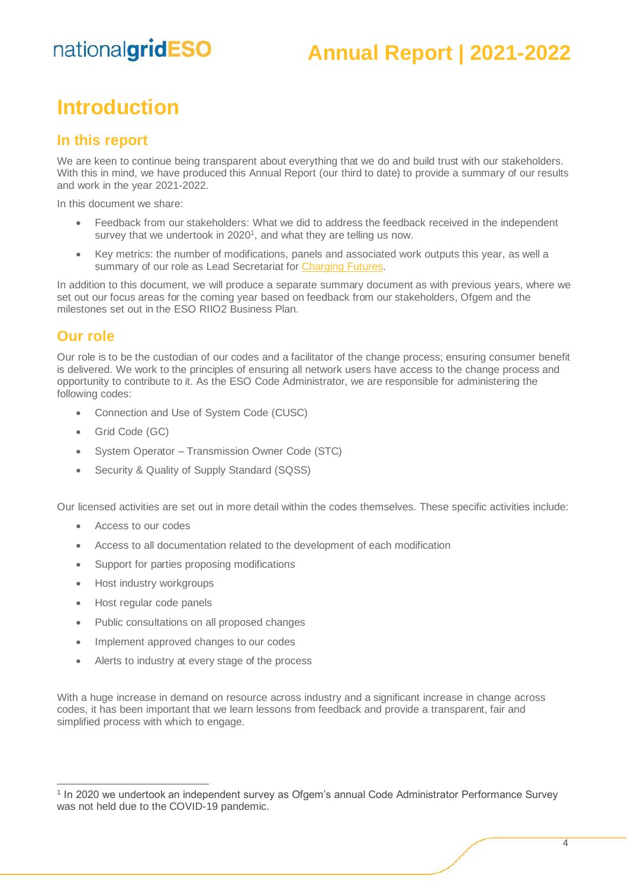# Introduction

## In this report

We are keen to continue being transparent about everything that we do and build trust with our stakeholders. With this in mind, we have produced this Annual Report (our third to date) to provide a summary of our results and work in the year 2021-2022.

In this document we share:

- Feedback from our stakeholders: What we did to address the feedback received in the independent survey that we undertook in 2020[1], and what they are telling us now.
- Key metrics: the number of modifications, panels and associated work outputs this year, as well a summary of our role as Lead Secretariat for Charging Futures.

In addition to this document, we will produce a separate summary document as with previous years, where we set out our focus areas for the coming year based on feedback from our stakeholders, Ofgem and the milestones set out in the ESO RIIO2 Business Plan.

## Our role

Our role is to be the custodian of our codes and a facilitator of the change process; ensuring consumer benefit is delivered. We work to the principles of ensuring all network users have access to the change process and opportunity to contribute to it. As the ESO Code Administrator, we are responsible for administering the following codes:

- Connection and Use of System Code (CUSC)
- Grid Code (GC)
- System Operator – Transmission Owner Code (STC)
- Security & Quality of Supply Standard (SQSS)

Our licensed activities are set out in more detail within the codes themselves. These specific activities include:

- Access to our codes
- Access to all documentation related to the development of each modification
- Support for parties proposing modifications
- Host industry workgroups
- Host regular code panels
- Public consultations on all proposed changes
- Implement approved changes to our codes
- Alerts to industry at every stage of the process

With a huge increase in demand on resource across industry and a significant increase in change across codes, it has been important that we learn lessons from feedback and provide a transparent, fair and simplified process with which to engage.

[1] In 2020 we undertook an independent survey as Ofgem's annual Code Administrator Performance Survey was not held due to the COVID-19 pandemic.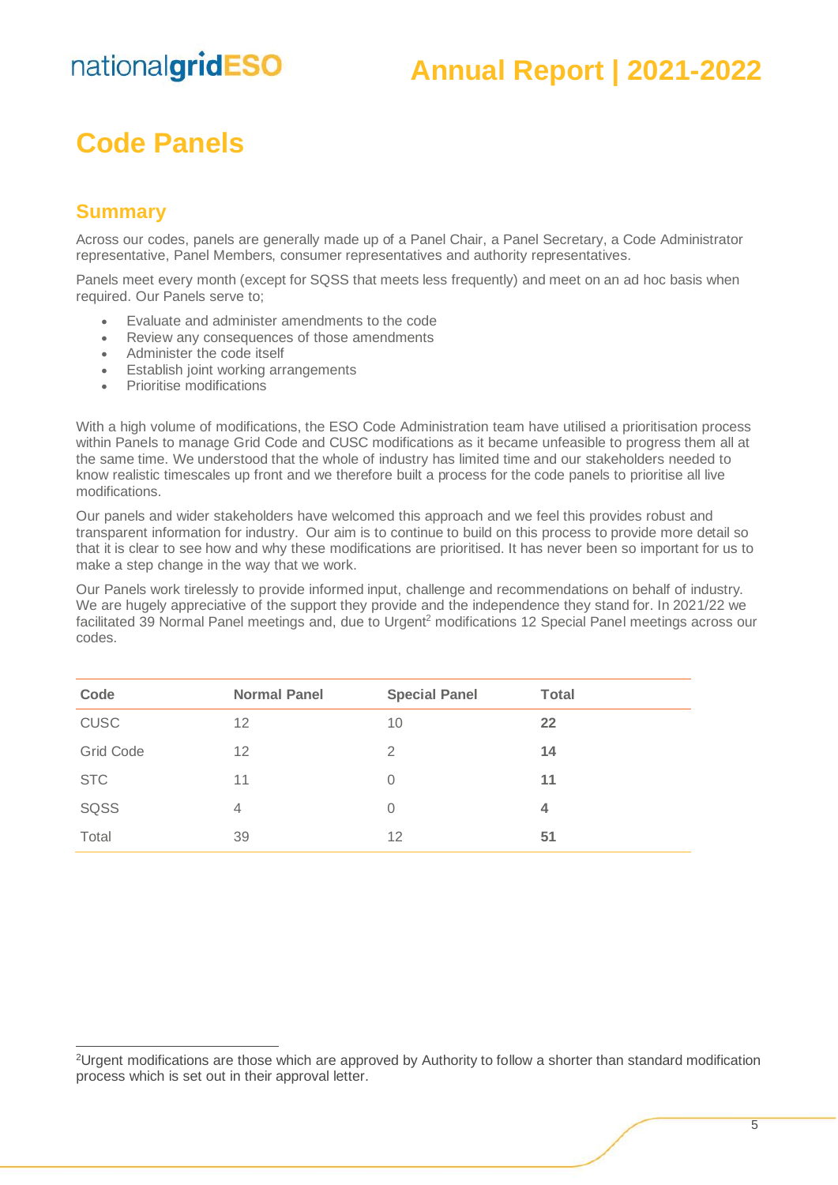# Code Panels

## Summary

Across our codes, panels are generally made up of a Panel Chair, a Panel Secretary, a Code Administrator representative, Panel Members, consumer representatives and authority representatives.

Panels meet every month (except for SQSS that meets less frequently) and meet on an ad hoc basis when required. Our Panels serve to;

- Evaluate and administer amendments to the code
- Review any consequences of those amendments
- Administer the code itself
- Establish joint working arrangements
- Prioritise modifications

With a high volume of modifications, the ESO Code Administration team have utilised a prioritisation process within Panels to manage Grid Code and CUSC modifications as it became unfeasible to progress them all at the same time. We understood that the whole of industry has limited time and our stakeholders needed to know realistic timescales up front and we therefore built a process for the code panels to prioritise all live modifications.

Our panels and wider stakeholders have welcomed this approach and we feel this provides robust and transparent information for industry. Our aim is to continue to build on this process to provide more detail so that it is clear to see how and why these modifications are prioritised. It has never been so important for us to make a step change in the way that we work.

Our Panels work tirelessly to provide informed input, challenge and recommendations on behalf of industry. We are hugely appreciative of the support they provide and the independence they stand for. In 2021/22 we facilitated 39 Normal Panel meetings and, due to Urgent[2] modifications 12 Special Panel meetings across our codes.

| Code | Normal Panel | Special Panel | Total |
|---|---|---|---|
| CUSC | 12 | 10 | **22** |
| Grid Code | 12 | 2 | **14** |
| STC | 11 | 0 | **11** |
| SQSS | 4 | 0 | **4** |
| Total | 39 | 12 | **51** |

[2]Urgent modifications are those which are approved by Authority to follow a shorter than standard modification process which is set out in their approval letter.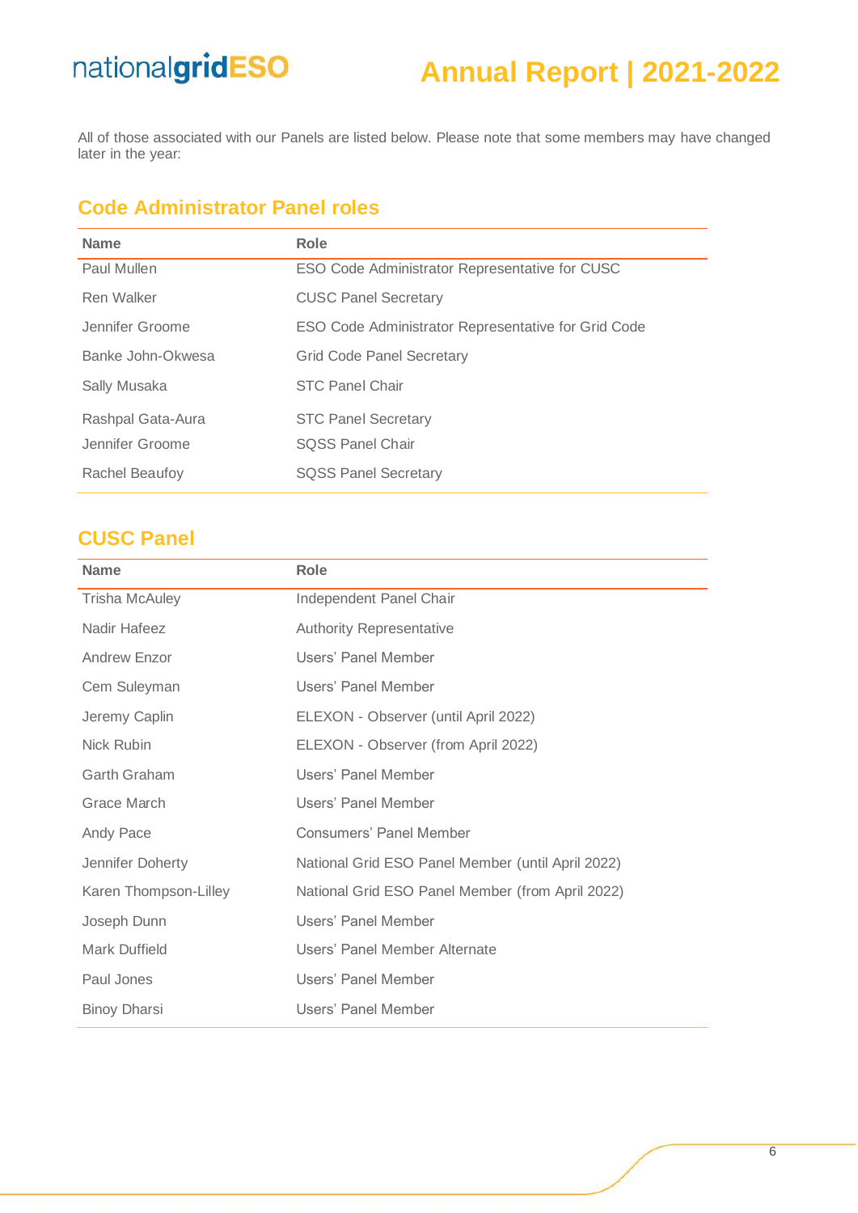All of those associated with our Panels are listed below. Please note that some members may have changed later in the year:

## Code Administrator Panel roles

| Name | Role |
| --- | --- |
| Paul Mullen | ESO Code Administrator Representative for CUSC |
| Ren Walker | CUSC Panel Secretary |
| Jennifer Groome | ESO Code Administrator Representative for Grid Code |
| Banke John-Okwesa | Grid Code Panel Secretary |
| Sally Musaka | STC Panel Chair |
| Rashpal Gata-Aura | STC Panel Secretary |
| Jennifer Groome | SQSS Panel Chair |
| Rachel Beaufoy | SQSS Panel Secretary |

## CUSC Panel

| Name | Role |
| --- | --- |
| Trisha McAuley | Independent Panel Chair |
| Nadir Hafeez | Authority Representative |
| Andrew Enzor | Users' Panel Member |
| Cem Suleyman | Users' Panel Member |
| Jeremy Caplin | ELEXON - Observer (until April 2022) |
| Nick Rubin | ELEXON - Observer (from April 2022) |
| Garth Graham | Users' Panel Member |
| Grace March | Users' Panel Member |
| Andy Pace | Consumers' Panel Member |
| Jennifer Doherty | National Grid ESO Panel Member (until April 2022) |
| Karen Thompson-Lilley | National Grid ESO Panel Member (from April 2022) |
| Joseph Dunn | Users' Panel Member |
| Mark Duffield | Users' Panel Member Alternate |
| Paul Jones | Users' Panel Member |
| Binoy Dharsi | Users' Panel Member |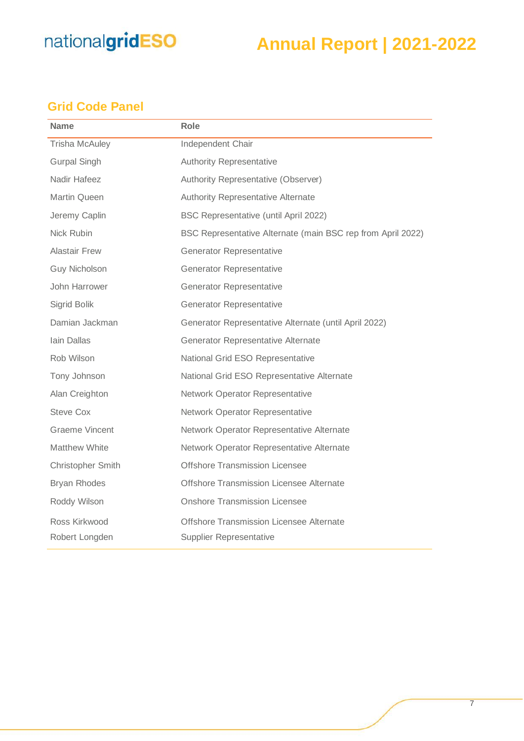## Grid Code Panel

| Name | Role |
|---|---|
| Trisha McAuley | Independent Chair |
| Gurpal Singh | Authority Representative |
| Nadir Hafeez | Authority Representative (Observer) |
| Martin Queen | Authority Representative Alternate |
| Jeremy Caplin | BSC Representative (until April 2022) |
| Nick Rubin | BSC Representative Alternate (main BSC rep from April 2022) |
| Alastair Frew | Generator Representative |
| Guy Nicholson | Generator Representative |
| John Harrower | Generator Representative |
| Sigrid Bolik | Generator Representative |
| Damian Jackman | Generator Representative Alternate (until April 2022) |
| Iain Dallas | Generator Representative Alternate |
| Rob Wilson | National Grid ESO Representative |
| Tony Johnson | National Grid ESO Representative Alternate |
| Alan Creighton | Network Operator Representative |
| Steve Cox | Network Operator Representative |
| Graeme Vincent | Network Operator Representative Alternate |
| Matthew White | Network Operator Representative Alternate |
| Christopher Smith | Offshore Transmission Licensee |
| Bryan Rhodes | Offshore Transmission Licensee Alternate |
| Roddy Wilson | Onshore Transmission Licensee |
| Ross Kirkwood | Offshore Transmission Licensee Alternate |
| Robert Longden | Supplier Representative |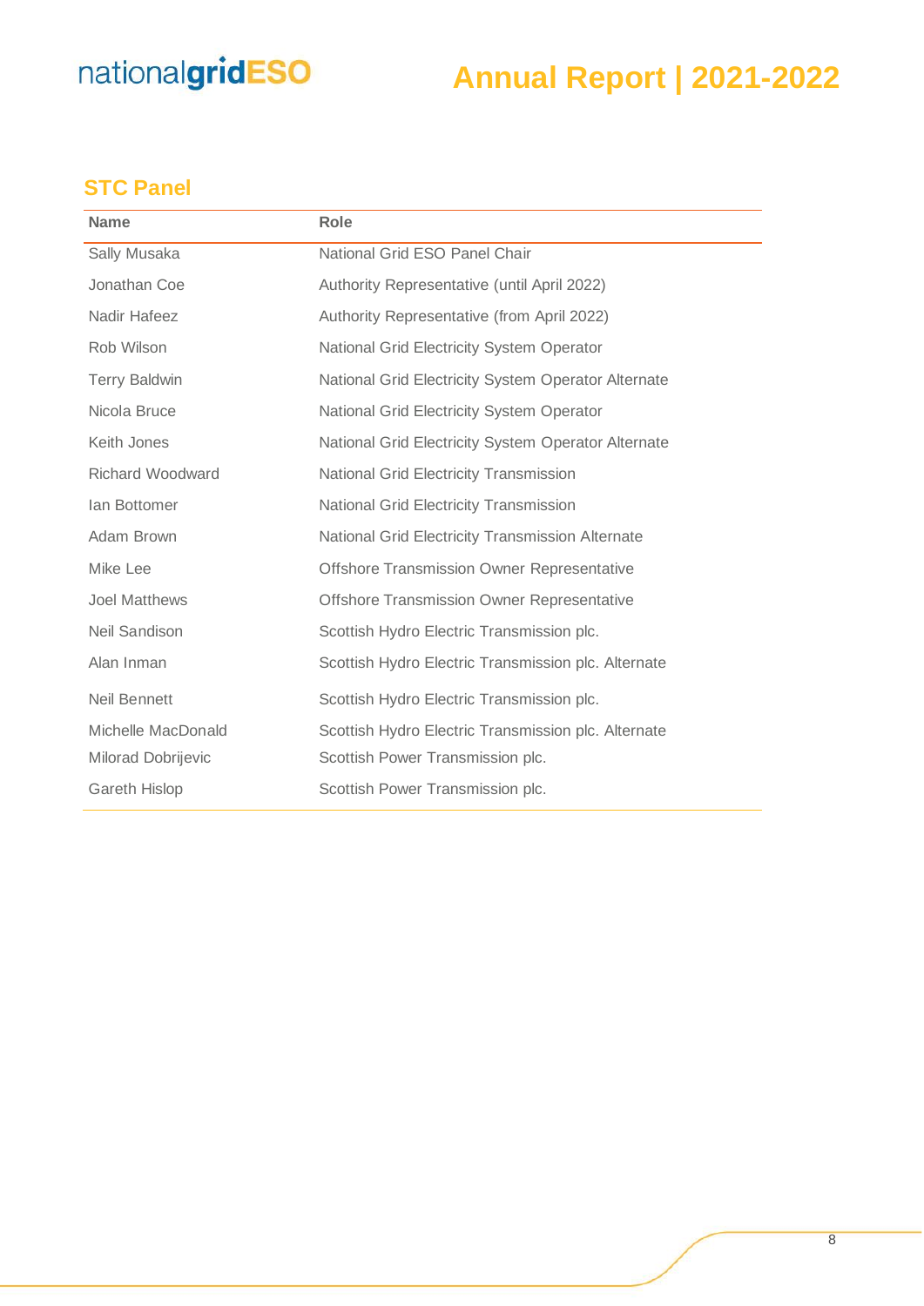## STC Panel

| Name | Role |
|---|---|
| Sally Musaka | National Grid ESO Panel Chair |
| Jonathan Coe | Authority Representative (until April 2022) |
| Nadir Hafeez | Authority Representative (from April 2022) |
| Rob Wilson | National Grid Electricity System Operator |
| Terry Baldwin | National Grid Electricity System Operator Alternate |
| Nicola Bruce | National Grid Electricity System Operator |
| Keith Jones | National Grid Electricity System Operator Alternate |
| Richard Woodward | National Grid Electricity Transmission |
| Ian Bottomer | National Grid Electricity Transmission |
| Adam Brown | National Grid Electricity Transmission Alternate |
| Mike Lee | Offshore Transmission Owner Representative |
| Joel Matthews | Offshore Transmission Owner Representative |
| Neil Sandison | Scottish Hydro Electric Transmission plc. |
| Alan Inman | Scottish Hydro Electric Transmission plc. Alternate |
| Neil Bennett | Scottish Hydro Electric Transmission plc. |
| Michelle MacDonald | Scottish Hydro Electric Transmission plc. Alternate |
| Milorad Dobrijevic | Scottish Power Transmission plc. |
| Gareth Hislop | Scottish Power Transmission plc. |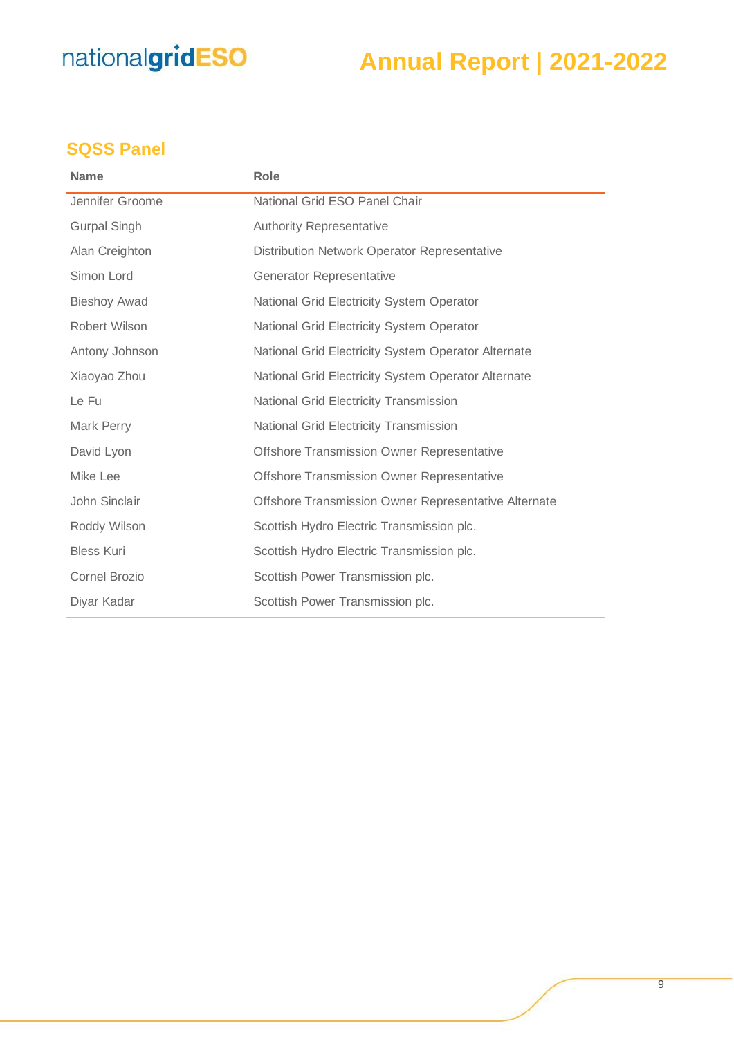## SQSS Panel

| Name | Role |
| --- | --- |
| Jennifer Groome | National Grid ESO Panel Chair |
| Gurpal Singh | Authority Representative |
| Alan Creighton | Distribution Network Operator Representative |
| Simon Lord | Generator Representative |
| Bieshoy Awad | National Grid Electricity System Operator |
| Robert Wilson | National Grid Electricity System Operator |
| Antony Johnson | National Grid Electricity System Operator Alternate |
| Xiaoyao Zhou | National Grid Electricity System Operator Alternate |
| Le Fu | National Grid Electricity Transmission |
| Mark Perry | National Grid Electricity Transmission |
| David Lyon | Offshore Transmission Owner Representative |
| Mike Lee | Offshore Transmission Owner Representative |
| John Sinclair | Offshore Transmission Owner Representative Alternate |
| Roddy Wilson | Scottish Hydro Electric Transmission plc. |
| Bless Kuri | Scottish Hydro Electric Transmission plc. |
| Cornel Brozio | Scottish Power Transmission plc. |
| Diyar Kadar | Scottish Power Transmission plc. |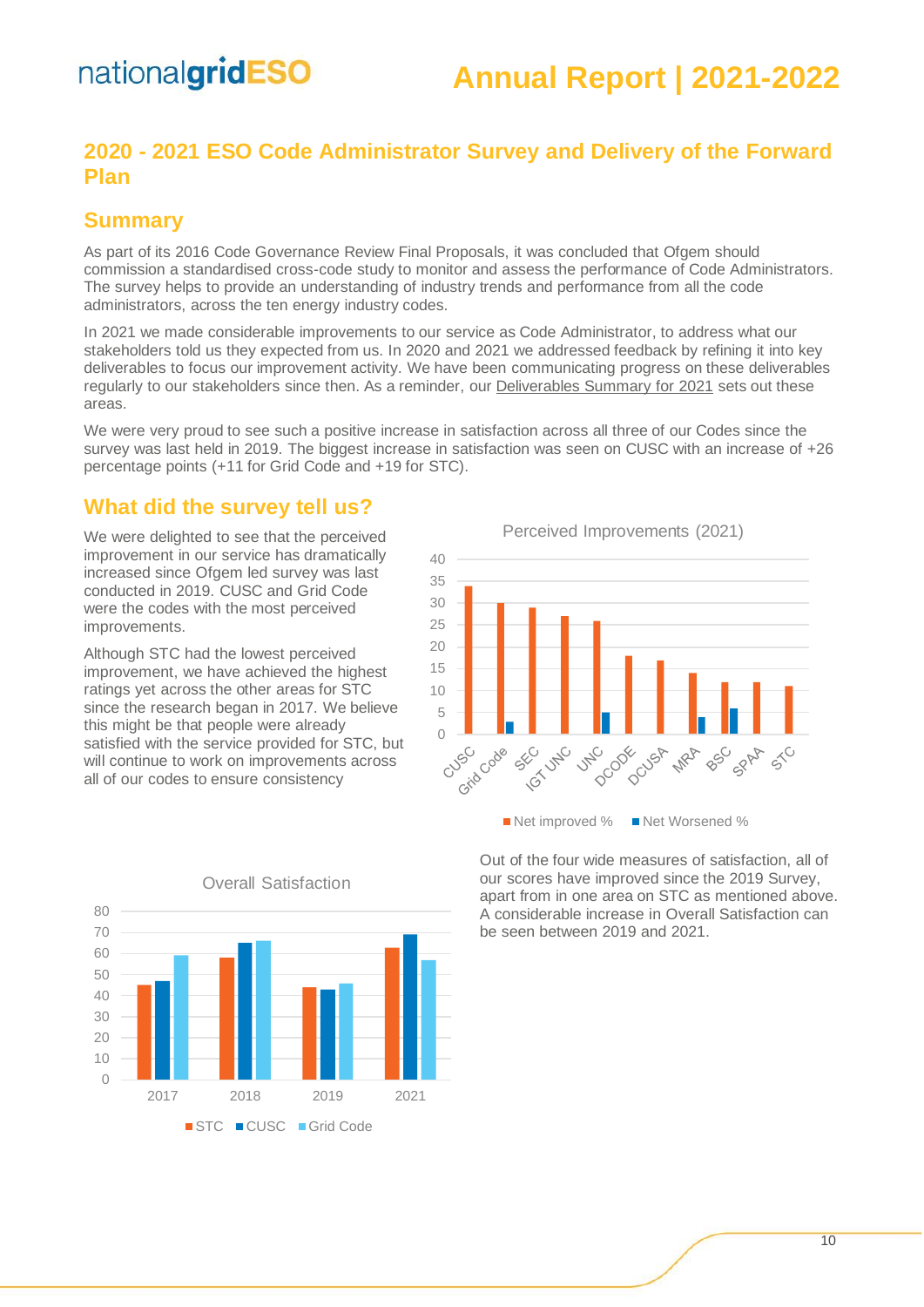## 2020 - 2021 ESO Code Administrator Survey and Delivery of the Forward Plan

### Summary

As part of its 2016 Code Governance Review Final Proposals, it was concluded that Ofgem should commission a standardised cross-code study to monitor and assess the performance of Code Administrators. The survey helps to provide an understanding of industry trends and performance from all the code administrators, across the ten energy industry codes.

In 2021 we made considerable improvements to our service as Code Administrator, to address what our stakeholders told us they expected from us. In 2020 and 2021 we addressed feedback by refining it into key deliverables to focus our improvement activity. We have been communicating progress on these deliverables regularly to our stakeholders since then. As a reminder, our Deliverables Summary for 2021 sets out these areas.

We were very proud to see such a positive increase in satisfaction across all three of our Codes since the survey was last held in 2019. The biggest increase in satisfaction was seen on CUSC with an increase of +26 percentage points (+11 for Grid Code and +19 for STC).

### What did the survey tell us?

We were delighted to see that the perceived improvement in our service has dramatically increased since Ofgem led survey was last conducted in 2019. CUSC and Grid Code were the codes with the most perceived improvements.

Although STC had the lowest perceived improvement, we have achieved the highest ratings yet across the other areas for STC since the research began in 2017. We believe this might be that people were already satisfied with the service provided for STC, but will continue to work on improvements across all of our codes to ensure consistency

Perceived Improvements (2021)

| Code | Net improved % | Net Worsened % |
|---|---|---|
| CUSC | 34 | |
| Grid Code | 30 | 3 |
| SEC | 29 | |
| IGT UNC | 27 | |
| UNC | 26 | 5 |
| DCODE | 18 | |
| DCUSA | 17 | |
| MRA | 14 | 4 |
| BSC | 12 | 6 |
| SPAA | 12 | |
| STC | 11 | |

Overall Satisfaction

| Year | STC | CUSC | Grid Code |
|---|---|---|---|
| 2017 | 45 | 47 | 59 |
| 2018 | 58 | 65 | 66 |
| 2019 | 44 | 43 | 46 |
| 2021 | 63 | 69 | 57 |

Out of the four wide measures of satisfaction, all of our scores have improved since the 2019 Survey, apart from in one area on STC as mentioned above. A considerable increase in Overall Satisfaction can be seen between 2019 and 2021.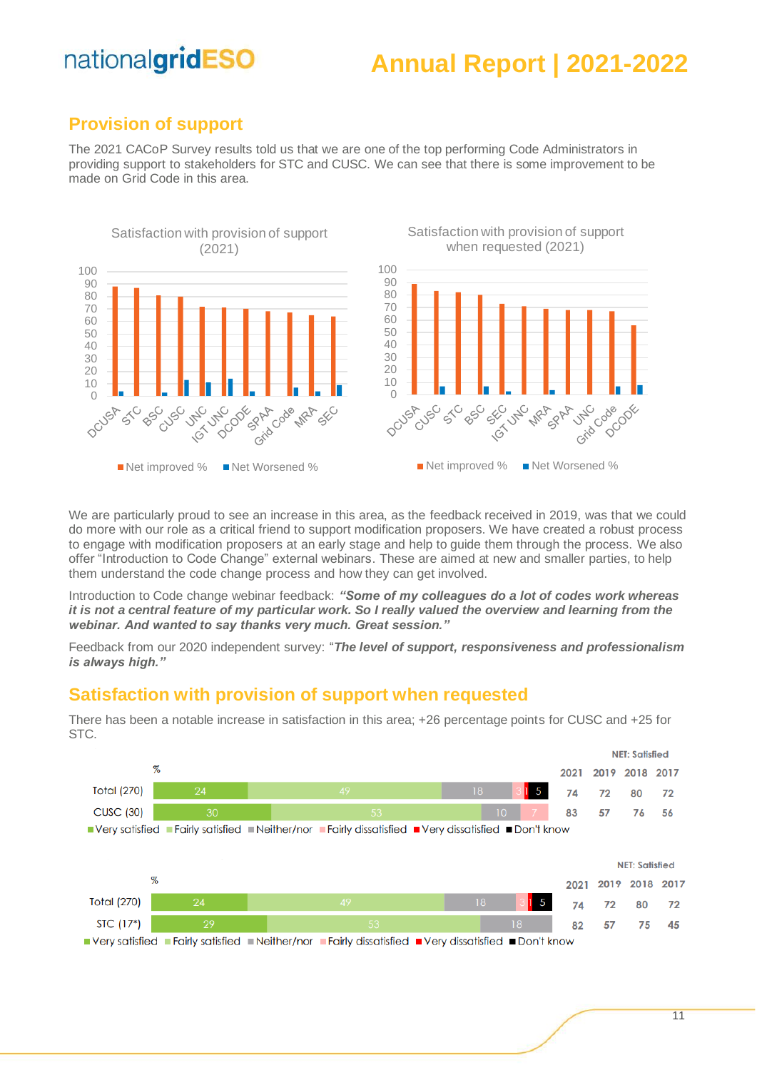## Provision of support

The 2021 CACoP Survey results told us that we are one of the top performing Code Administrators in providing support to stakeholders for STC and CUSC. We can see that there is some improvement to be made on Grid Code in this area.

Satisfaction with provision of support (2021)

Satisfaction with provision of support when requested (2021)

We are particularly proud to see an increase in this area, as the feedback received in 2019, was that we could do more with our role as a critical friend to support modification proposers. We have created a robust process to engage with modification proposers at an early stage and help to guide them through the process. We also offer "Introduction to Code Change" external webinars. These are aimed at new and smaller parties, to help them understand the code change process and how they can get involved.

Introduction to Code change webinar feedback: ***"Some of my colleagues do a lot of codes work whereas it is not a central feature of my particular work. So I really valued the overview and learning from the webinar. And wanted to say thanks very much. Great session."***

Feedback from our 2020 independent survey: "***The level of support, responsiveness and professionalism is always high."***

## Satisfaction with provision of support when requested

There has been a notable increase in satisfaction in this area; +26 percentage points for CUSC and +25 for STC.

| % | Very satisfied | Fairly satisfied | Neither/nor | Fairly dissatisfied | Very dissatisfied | Don't know | NET: Satisfied 2021 | 2019 | 2018 | 2017 |
|---|---|---|---|---|---|---|---|---|---|---|
| Total (270) | 24 | 49 | 18 | 3 | 1 | 5 | 74 | 72 | 80 | 72 |
| CUSC (30) | 30 | 53 | 10 | 7 | | | 83 | 57 | 76 | 56 |

| % | Very satisfied | Fairly satisfied | Neither/nor | Fairly dissatisfied | Very dissatisfied | Don't know | NET: Satisfied 2021 | 2019 | 2018 | 2017 |
|---|---|---|---|---|---|---|---|---|---|---|
| Total (270) | 24 | 49 | 18 | 3 | 1 | 5 | 74 | 72 | 80 | 72 |
| STC (17*) | 29 | 53 | 18 | | | | 82 | 57 | 75 | 45 |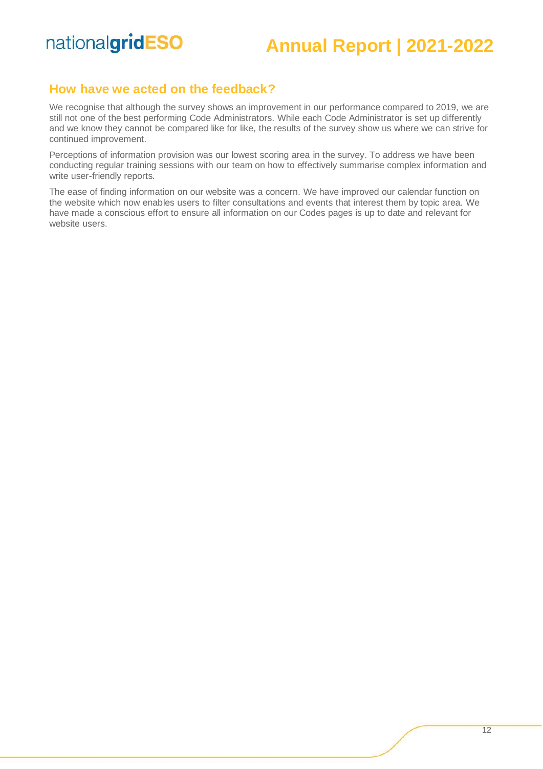## How have we acted on the feedback?

We recognise that although the survey shows an improvement in our performance compared to 2019, we are still not one of the best performing Code Administrators. While each Code Administrator is set up differently and we know they cannot be compared like for like, the results of the survey show us where we can strive for continued improvement.

Perceptions of information provision was our lowest scoring area in the survey. To address we have been conducting regular training sessions with our team on how to effectively summarise complex information and write user-friendly reports.

The ease of finding information on our website was a concern. We have improved our calendar function on the website which now enables users to filter consultations and events that interest them by topic area. We have made a conscious effort to ensure all information on our Codes pages is up to date and relevant for website users.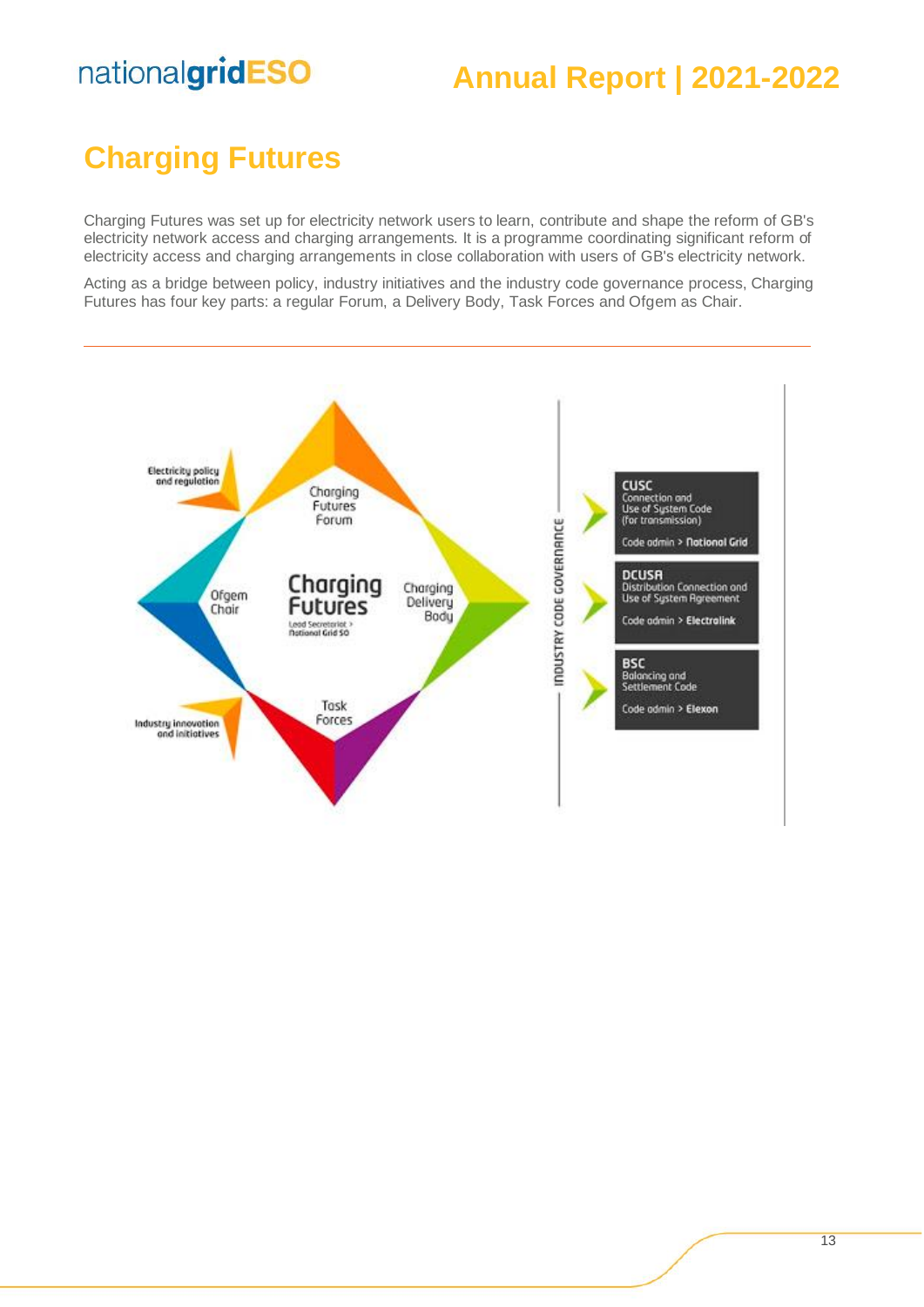# Charging Futures

Charging Futures was set up for electricity network users to learn, contribute and shape the reform of GB's electricity network access and charging arrangements. It is a programme coordinating significant reform of electricity access and charging arrangements in close collaboration with users of GB's electricity network.

Acting as a bridge between policy, industry initiatives and the industry code governance process, Charging Futures has four key parts: a regular Forum, a Delivery Body, Task Forces and Ofgem as Chair.

Electricity policy and regulation

Charging Futures Forum

Ofgem Chair

Charging Futures

Lead Secretariat > National Grid SO

Charging Delivery Body

Task Forces

Industry innovation and initiatives

INDUSTRY CODE GOVERNANCE

**CUSC**
Connection and Use of System Code (for transmission)
Code admin > **National Grid**

**DCUSA**
Distribution Connection and Use of System Agreement
Code admin > **Electralink**

**BSC**
Balancing and Settlement Code
Code admin > **Elexon**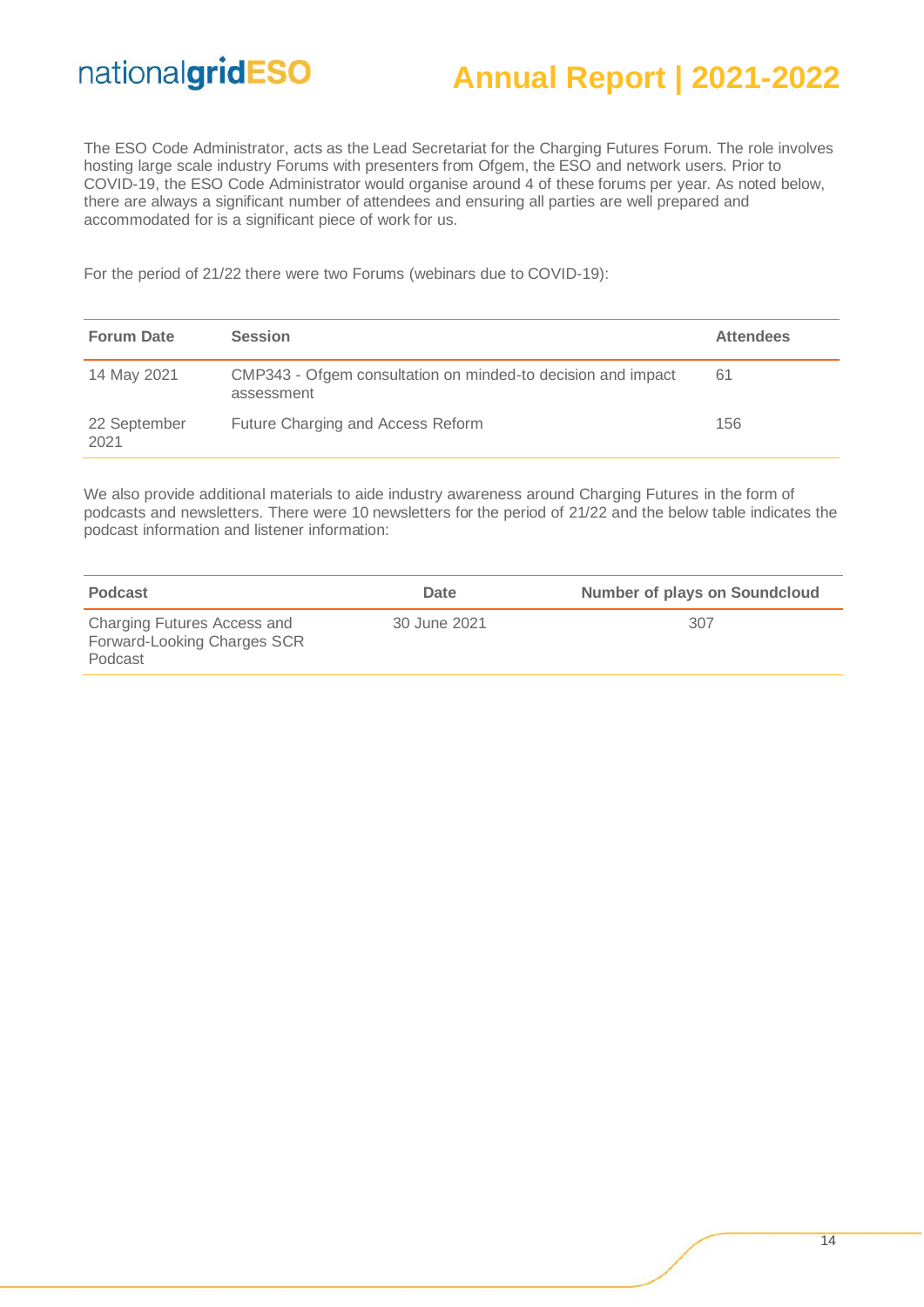The ESO Code Administrator, acts as the Lead Secretariat for the Charging Futures Forum. The role involves hosting large scale industry Forums with presenters from Ofgem, the ESO and network users. Prior to COVID-19, the ESO Code Administrator would organise around 4 of these forums per year. As noted below, there are always a significant number of attendees and ensuring all parties are well prepared and accommodated for is a significant piece of work for us.

For the period of 21/22 there were two Forums (webinars due to COVID-19):

| Forum Date | Session | Attendees |
|---|---|---|
| 14 May 2021 | CMP343 - Ofgem consultation on minded-to decision and impact assessment | 61 |
| 22 September 2021 | Future Charging and Access Reform | 156 |

We also provide additional materials to aide industry awareness around Charging Futures in the form of podcasts and newsletters. There were 10 newsletters for the period of 21/22 and the below table indicates the podcast information and listener information:

| Podcast | Date | Number of plays on Soundcloud |
|---|---|---|
| Charging Futures Access and Forward-Looking Charges SCR Podcast | 30 June 2021 | 307 |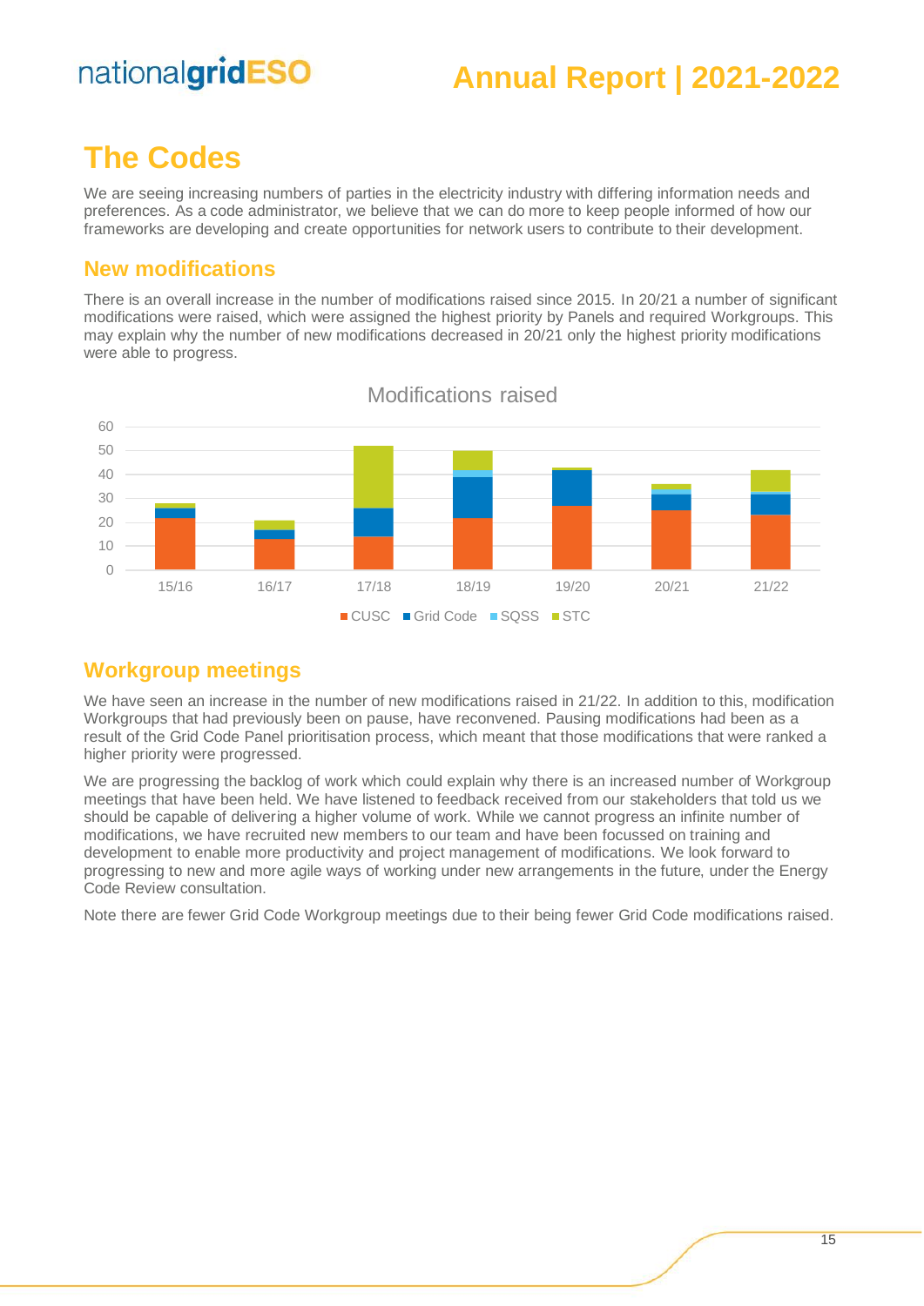# The Codes

We are seeing increasing numbers of parties in the electricity industry with differing information needs and preferences. As a code administrator, we believe that we can do more to keep people informed of how our frameworks are developing and create opportunities for network users to contribute to their development.

## New modifications

There is an overall increase in the number of modifications raised since 2015. In 20/21 a number of significant modifications were raised, which were assigned the highest priority by Panels and required Workgroups. This may explain why the number of new modifications decreased in 20/21 only the highest priority modifications were able to progress.

Modifications raised

## Workgroup meetings

We have seen an increase in the number of new modifications raised in 21/22. In addition to this, modification Workgroups that had previously been on pause, have reconvened. Pausing modifications had been as a result of the Grid Code Panel prioritisation process, which meant that those modifications that were ranked a higher priority were progressed.

We are progressing the backlog of work which could explain why there is an increased number of Workgroup meetings that have been held. We have listened to feedback received from our stakeholders that told us we should be capable of delivering a higher volume of work. While we cannot progress an infinite number of modifications, we have recruited new members to our team and have been focussed on training and development to enable more productivity and project management of modifications. We look forward to progressing to new and more agile ways of working under new arrangements in the future, under the Energy Code Review consultation.

Note there are fewer Grid Code Workgroup meetings due to their being fewer Grid Code modifications raised.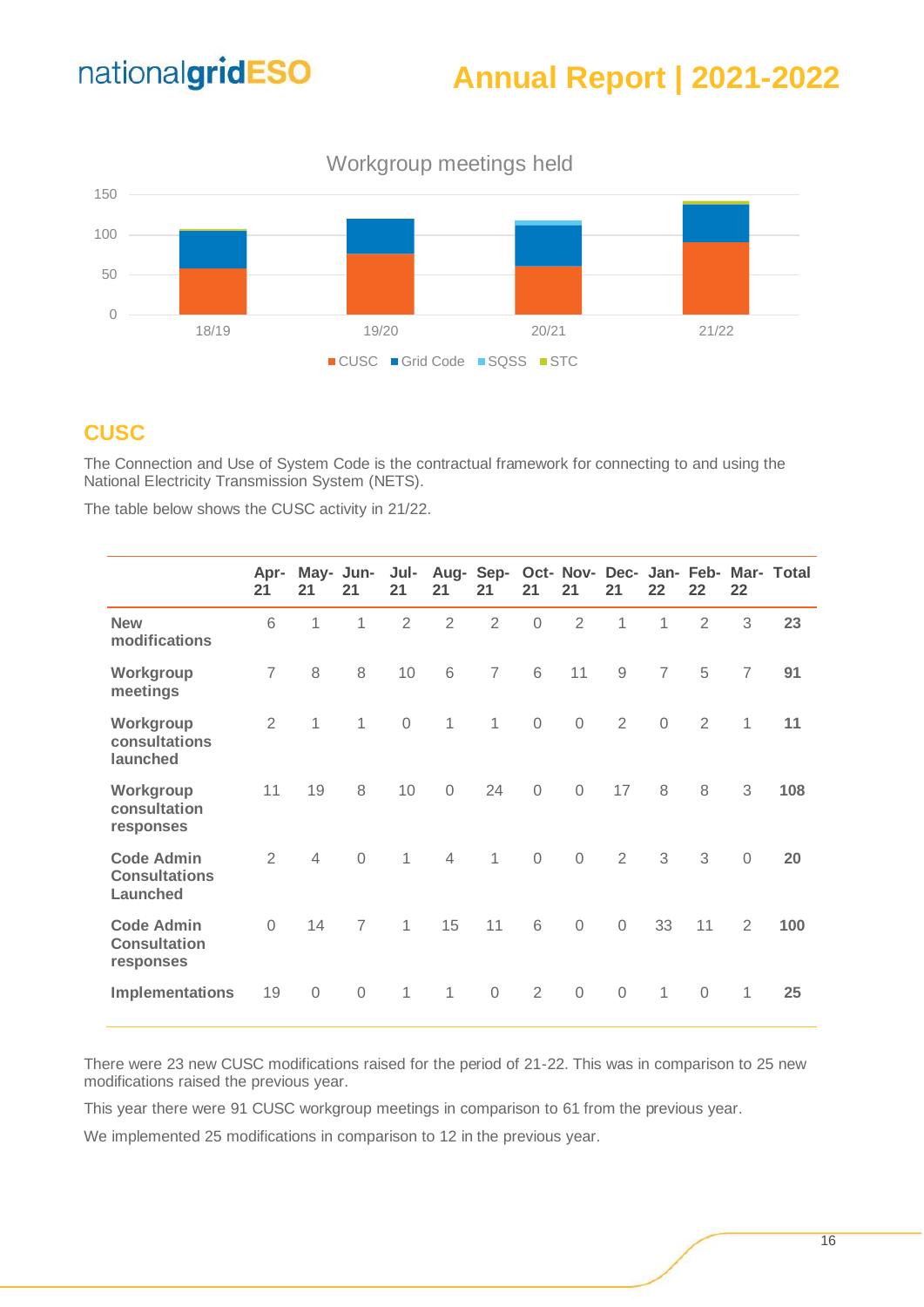Workgroup meetings held

## CUSC

The Connection and Use of System Code is the contractual framework for connecting to and using the National Electricity Transmission System (NETS).

The table below shows the CUSC activity in 21/22.

| | Apr-21 | May-21 | Jun-21 | Jul-21 | Aug-21 | Sep-21 | Oct-21 | Nov-21 | Dec-21 | Jan-22 | Feb-22 | Mar-22 | Total |
|---|---|---|---|---|---|---|---|---|---|---|---|---|---|
| **New modifications** | 6 | 1 | 1 | 2 | 2 | 2 | 0 | 2 | 1 | 1 | 2 | 3 | **23** |
| **Workgroup meetings** | 7 | 8 | 8 | 10 | 6 | 7 | 6 | 11 | 9 | 7 | 5 | 7 | **91** |
| **Workgroup consultations launched** | 2 | 1 | 1 | 0 | 1 | 1 | 0 | 0 | 2 | 0 | 2 | 1 | **11** |
| **Workgroup consultation responses** | 11 | 19 | 8 | 10 | 0 | 24 | 0 | 0 | 17 | 8 | 8 | 3 | **108** |
| **Code Admin Consultations Launched** | 2 | 4 | 0 | 1 | 4 | 1 | 0 | 0 | 2 | 3 | 3 | 0 | **20** |
| **Code Admin Consultation responses** | 0 | 14 | 7 | 1 | 15 | 11 | 6 | 0 | 0 | 33 | 11 | 2 | **100** |
| **Implementations** | 19 | 0 | 0 | 1 | 1 | 0 | 2 | 0 | 0 | 1 | 0 | 1 | **25** |

There were 23 new CUSC modifications raised for the period of 21-22. This was in comparison to 25 new modifications raised the previous year.

This year there were 91 CUSC workgroup meetings in comparison to 61 from the previous year.

We implemented 25 modifications in comparison to 12 in the previous year.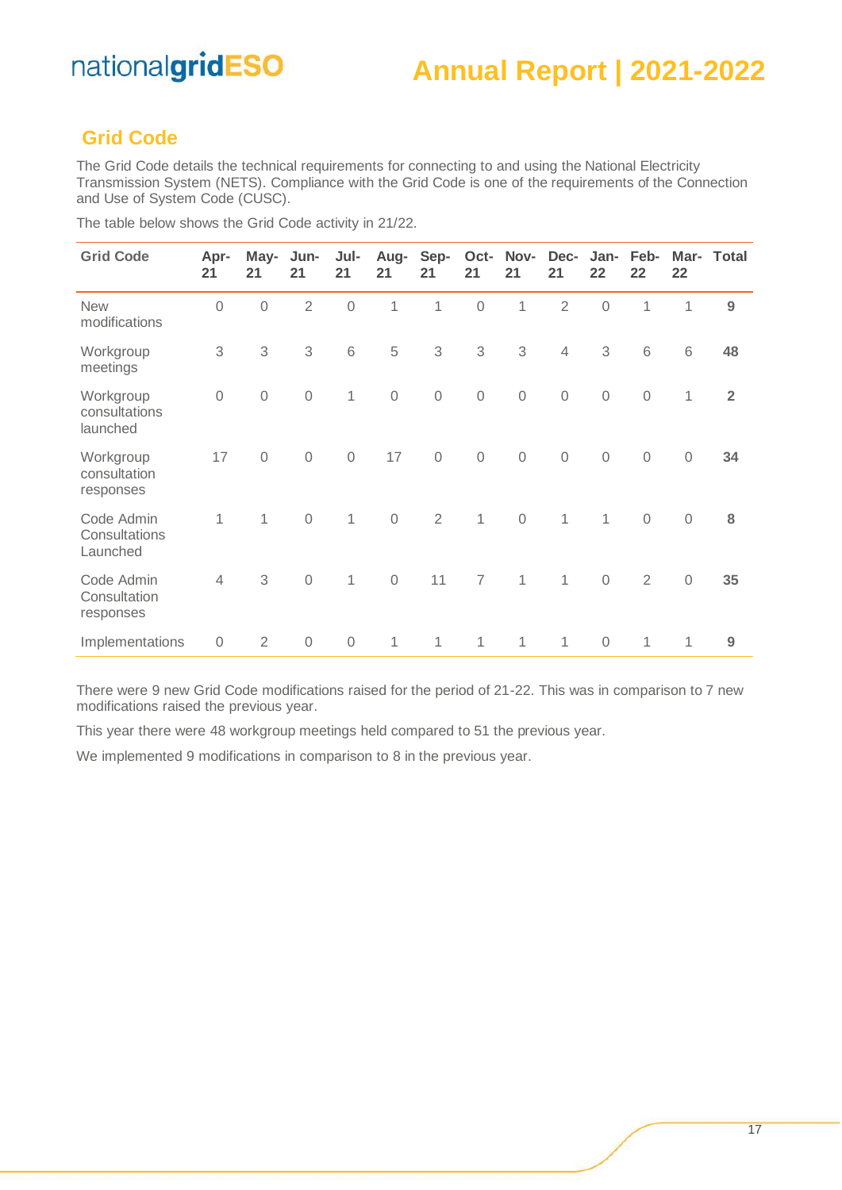## Grid Code

The Grid Code details the technical requirements for connecting to and using the National Electricity Transmission System (NETS). Compliance with the Grid Code is one of the requirements of the Connection and Use of System Code (CUSC).

The table below shows the Grid Code activity in 21/22.

| Grid Code | Apr-21 | May-21 | Jun-21 | Jul-21 | Aug-21 | Sep-21 | Oct-21 | Nov-21 | Dec-21 | Jan-22 | Feb-22 | Mar-22 | Total |
|---|---|---|---|---|---|---|---|---|---|---|---|---|---|
| New modifications | 0 | 0 | 2 | 0 | 1 | 1 | 0 | 1 | 2 | 0 | 1 | 1 | **9** |
| Workgroup meetings | 3 | 3 | 3 | 6 | 5 | 3 | 3 | 3 | 4 | 3 | 6 | 6 | **48** |
| Workgroup consultations launched | 0 | 0 | 0 | 1 | 0 | 0 | 0 | 0 | 0 | 0 | 0 | 1 | **2** |
| Workgroup consultation responses | 17 | 0 | 0 | 0 | 17 | 0 | 0 | 0 | 0 | 0 | 0 | 0 | **34** |
| Code Admin Consultations Launched | 1 | 1 | 0 | 1 | 0 | 2 | 1 | 0 | 1 | 1 | 0 | 0 | **8** |
| Code Admin Consultation responses | 4 | 3 | 0 | 1 | 0 | 11 | 7 | 1 | 1 | 0 | 2 | 0 | **35** |
| Implementations | 0 | 2 | 0 | 0 | 1 | 1 | 1 | 1 | 1 | 0 | 1 | 1 | **9** |

There were 9 new Grid Code modifications raised for the period of 21-22. This was in comparison to 7 new modifications raised the previous year.

This year there were 48 workgroup meetings held compared to 51 the previous year.

We implemented 9 modifications in comparison to 8 in the previous year.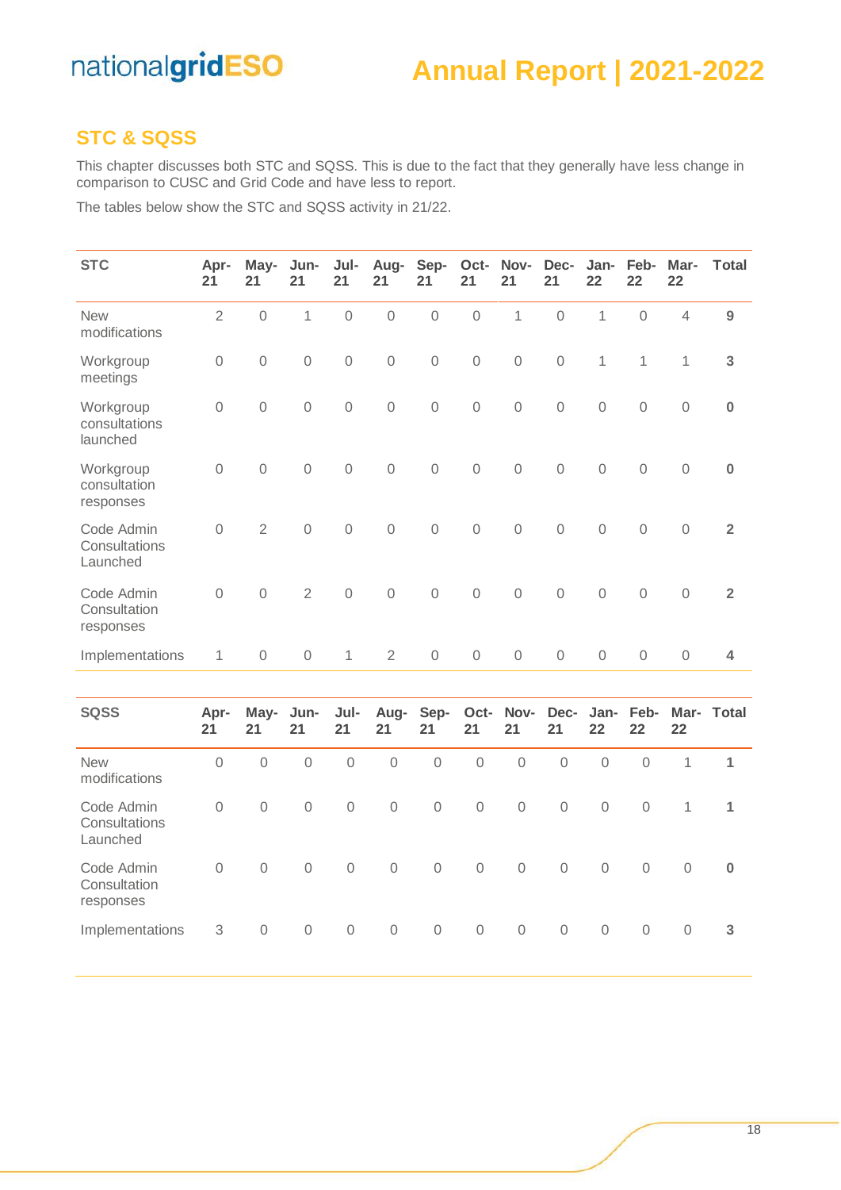## STC & SQSS

This chapter discusses both STC and SQSS. This is due to the fact that they generally have less change in comparison to CUSC and Grid Code and have less to report.

The tables below show the STC and SQSS activity in 21/22.

| STC | Apr-21 | May-21 | Jun-21 | Jul-21 | Aug-21 | Sep-21 | Oct-21 | Nov-21 | Dec-21 | Jan-22 | Feb-22 | Mar-22 | Total |
|---|---|---|---|---|---|---|---|---|---|---|---|---|---|
| New modifications | 2 | 0 | 1 | 0 | 0 | 0 | 0 | 1 | 0 | 1 | 0 | 4 | **9** |
| Workgroup meetings | 0 | 0 | 0 | 0 | 0 | 0 | 0 | 0 | 0 | 1 | 1 | 1 | **3** |
| Workgroup consultations launched | 0 | 0 | 0 | 0 | 0 | 0 | 0 | 0 | 0 | 0 | 0 | 0 | **0** |
| Workgroup consultation responses | 0 | 0 | 0 | 0 | 0 | 0 | 0 | 0 | 0 | 0 | 0 | 0 | **0** |
| Code Admin Consultations Launched | 0 | 2 | 0 | 0 | 0 | 0 | 0 | 0 | 0 | 0 | 0 | 0 | **2** |
| Code Admin Consultation responses | 0 | 0 | 2 | 0 | 0 | 0 | 0 | 0 | 0 | 0 | 0 | 0 | **2** |
| Implementations | 1 | 0 | 0 | 1 | 2 | 0 | 0 | 0 | 0 | 0 | 0 | 0 | **4** |

| SQSS | Apr-21 | May-21 | Jun-21 | Jul-21 | Aug-21 | Sep-21 | Oct-21 | Nov-21 | Dec-21 | Jan-22 | Feb-22 | Mar-22 | Total |
|---|---|---|---|---|---|---|---|---|---|---|---|---|---|
| New modifications | 0 | 0 | 0 | 0 | 0 | 0 | 0 | 0 | 0 | 0 | 0 | 1 | **1** |
| Code Admin Consultations Launched | 0 | 0 | 0 | 0 | 0 | 0 | 0 | 0 | 0 | 0 | 0 | 1 | **1** |
| Code Admin Consultation responses | 0 | 0 | 0 | 0 | 0 | 0 | 0 | 0 | 0 | 0 | 0 | 0 | **0** |
| Implementations | 3 | 0 | 0 | 0 | 0 | 0 | 0 | 0 | 0 | 0 | 0 | 0 | **3** |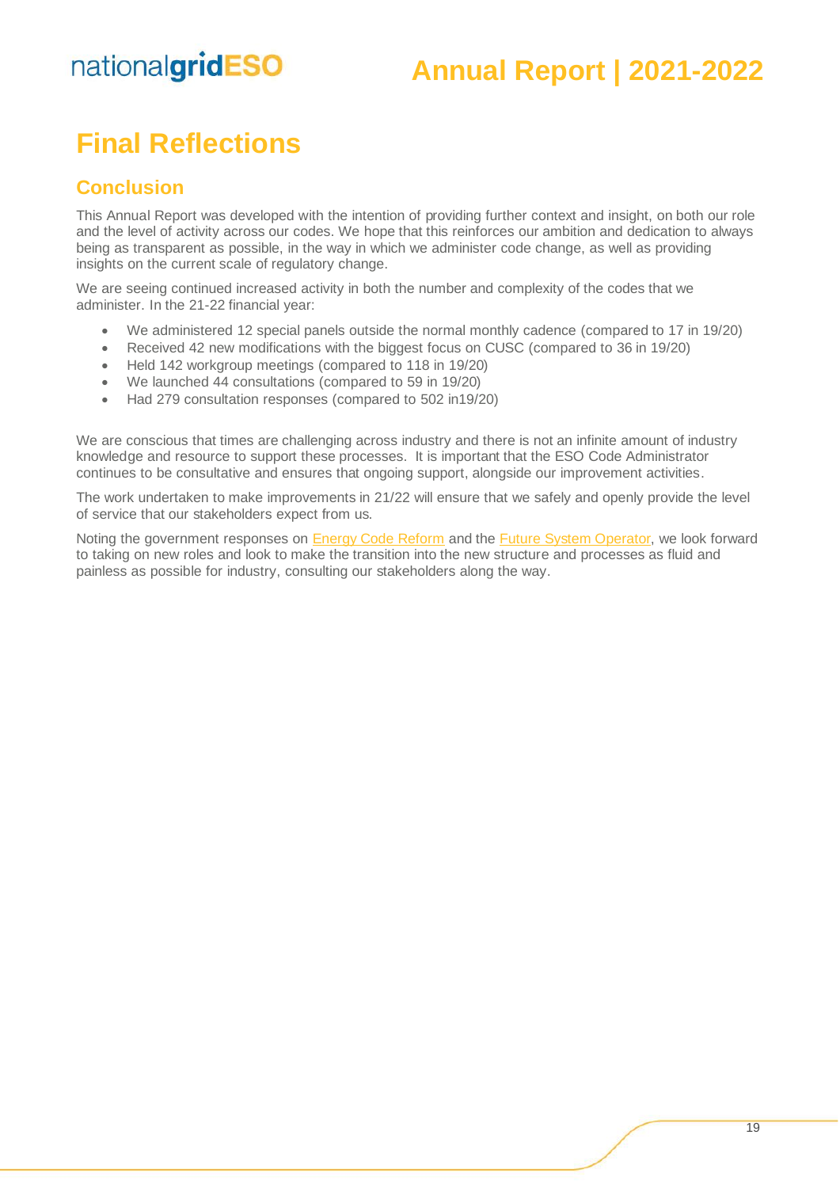# Final Reflections

## Conclusion

This Annual Report was developed with the intention of providing further context and insight, on both our role and the level of activity across our codes. We hope that this reinforces our ambition and dedication to always being as transparent as possible, in the way in which we administer code change, as well as providing insights on the current scale of regulatory change.

We are seeing continued increased activity in both the number and complexity of the codes that we administer. In the 21-22 financial year:

- We administered 12 special panels outside the normal monthly cadence (compared to 17 in 19/20)
- Received 42 new modifications with the biggest focus on CUSC (compared to 36 in 19/20)
- Held 142 workgroup meetings (compared to 118 in 19/20)
- We launched 44 consultations (compared to 59 in 19/20)
- Had 279 consultation responses (compared to 502 in19/20)

We are conscious that times are challenging across industry and there is not an infinite amount of industry knowledge and resource to support these processes. It is important that the ESO Code Administrator continues to be consultative and ensures that ongoing support, alongside our improvement activities.

The work undertaken to make improvements in 21/22 will ensure that we safely and openly provide the level of service that our stakeholders expect from us.

Noting the government responses on Energy Code Reform and the Future System Operator, we look forward to taking on new roles and look to make the transition into the new structure and processes as fluid and painless as possible for industry, consulting our stakeholders along the way.